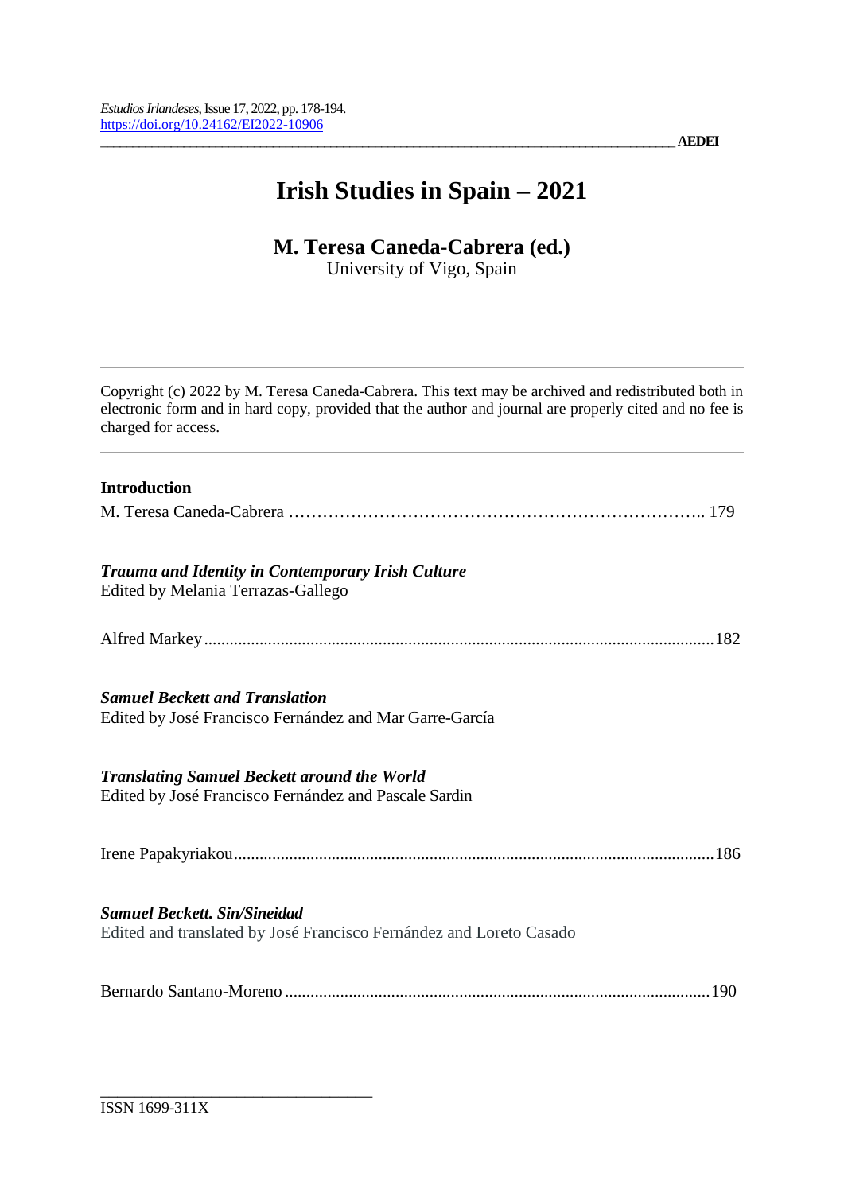# Irish Studies in Spain – 2021

## M. Teresa Caneda-Cabrera (ed.)

University of Vigo, Spain

---

Copyright (c) 2022 by M. Teresa Caneda-Cabrera. This text may be archived and redistributed both in electronic form and in hard copy, provided that the author and journal are properly cited and no fee is charged for access.

---

**Introduction**

M. Teresa Caneda-Cabrera …………………………………………………………….. 179

***Trauma and Identity in Contemporary Irish Culture***
Edited by Melania Terrazas-Gallego

Alfred Markey.......................................................................................................182

***Samuel Beckett and Translation***
Edited by José Francisco Fernández and Mar Garre-García

***Translating Samuel Beckett around the World***
Edited by José Francisco Fernández and Pascale Sardin

Irene Papakyriakou................................................................................................186

***Samuel Beckett. Sin/Sineidad***
Edited and translated by José Francisco Fernández and Loreto Casado

Bernardo Santano-Moreno ...................................................................................190

---

ISSN 1699-311X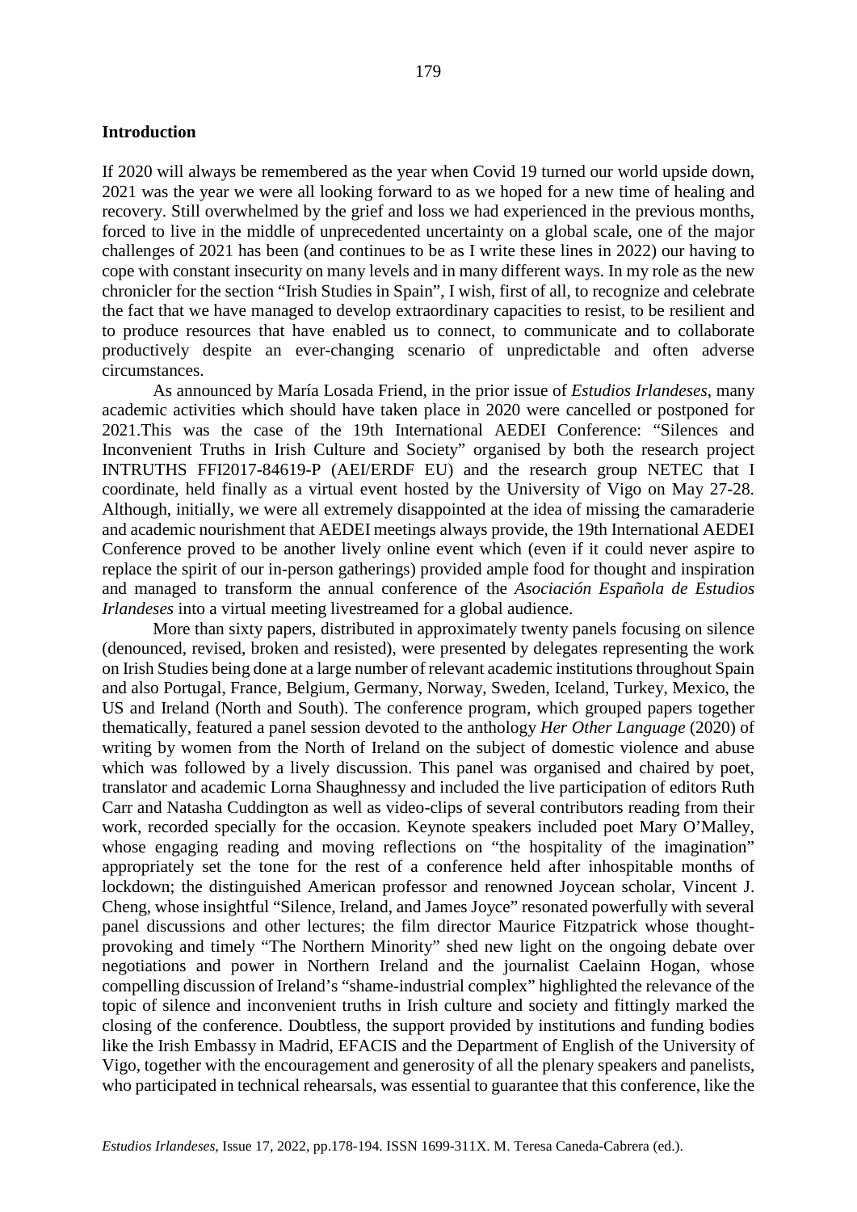## Introduction

If 2020 will always be remembered as the year when Covid 19 turned our world upside down, 2021 was the year we were all looking forward to as we hoped for a new time of healing and recovery. Still overwhelmed by the grief and loss we had experienced in the previous months, forced to live in the middle of unprecedented uncertainty on a global scale, one of the major challenges of 2021 has been (and continues to be as I write these lines in 2022) our having to cope with constant insecurity on many levels and in many different ways. In my role as the new chronicler for the section "Irish Studies in Spain", I wish, first of all, to recognize and celebrate the fact that we have managed to develop extraordinary capacities to resist, to be resilient and to produce resources that have enabled us to connect, to communicate and to collaborate productively despite an ever-changing scenario of unpredictable and often adverse circumstances.

As announced by María Losada Friend, in the prior issue of *Estudios Irlandeses*, many academic activities which should have taken place in 2020 were cancelled or postponed for 2021.This was the case of the 19th International AEDEI Conference: "Silences and Inconvenient Truths in Irish Culture and Society" organised by both the research project INTRUTHS FFI2017-84619-P (AEI/ERDF EU) and the research group NETEC that I coordinate, held finally as a virtual event hosted by the University of Vigo on May 27-28. Although, initially, we were all extremely disappointed at the idea of missing the camaraderie and academic nourishment that AEDEI meetings always provide, the 19th International AEDEI Conference proved to be another lively online event which (even if it could never aspire to replace the spirit of our in-person gatherings) provided ample food for thought and inspiration and managed to transform the annual conference of the *Asociación Española de Estudios Irlandeses* into a virtual meeting livestreamed for a global audience.

More than sixty papers, distributed in approximately twenty panels focusing on silence (denounced, revised, broken and resisted), were presented by delegates representing the work on Irish Studies being done at a large number of relevant academic institutions throughout Spain and also Portugal, France, Belgium, Germany, Norway, Sweden, Iceland, Turkey, Mexico, the US and Ireland (North and South). The conference program, which grouped papers together thematically, featured a panel session devoted to the anthology *Her Other Language* (2020) of writing by women from the North of Ireland on the subject of domestic violence and abuse which was followed by a lively discussion. This panel was organised and chaired by poet, translator and academic Lorna Shaughnessy and included the live participation of editors Ruth Carr and Natasha Cuddington as well as video-clips of several contributors reading from their work, recorded specially for the occasion. Keynote speakers included poet Mary O'Malley, whose engaging reading and moving reflections on "the hospitality of the imagination" appropriately set the tone for the rest of a conference held after inhospitable months of lockdown; the distinguished American professor and renowned Joycean scholar, Vincent J. Cheng, whose insightful "Silence, Ireland, and James Joyce" resonated powerfully with several panel discussions and other lectures; the film director Maurice Fitzpatrick whose thought-provoking and timely "The Northern Minority" shed new light on the ongoing debate over negotiations and power in Northern Ireland and the journalist Caelainn Hogan, whose compelling discussion of Ireland's "shame-industrial complex" highlighted the relevance of the topic of silence and inconvenient truths in Irish culture and society and fittingly marked the closing of the conference. Doubtless, the support provided by institutions and funding bodies like the Irish Embassy in Madrid, EFACIS and the Department of English of the University of Vigo, together with the encouragement and generosity of all the plenary speakers and panelists, who participated in technical rehearsals, was essential to guarantee that this conference, like the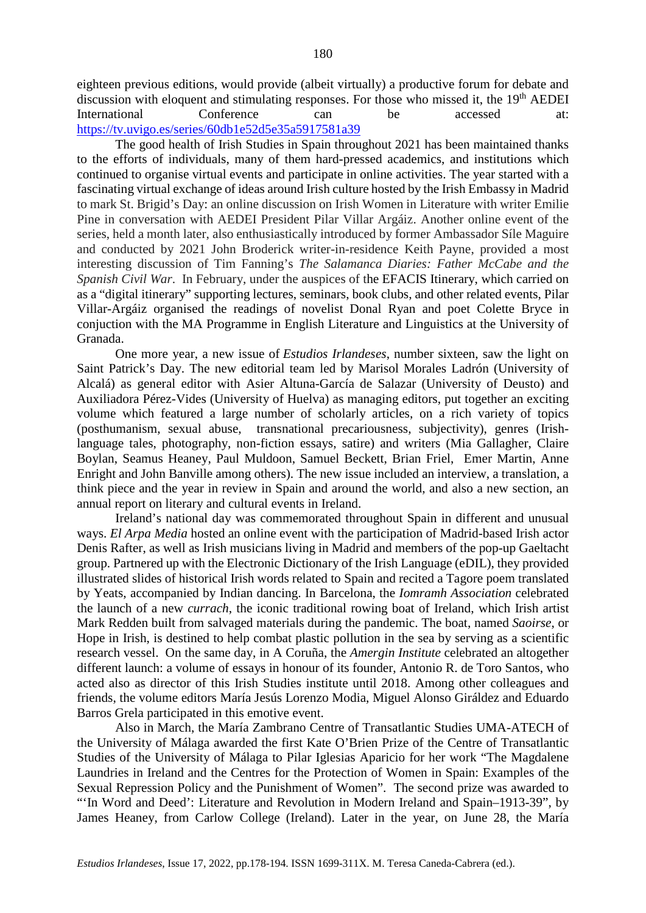eighteen previous editions, would provide (albeit virtually) a productive forum for debate and discussion with eloquent and stimulating responses. For those who missed it, the 19th AEDEI International Conference can be accessed at: https://tv.uvigo.es/series/60db1e52d5e35a5917581a39

The good health of Irish Studies in Spain throughout 2021 has been maintained thanks to the efforts of individuals, many of them hard-pressed academics, and institutions which continued to organise virtual events and participate in online activities. The year started with a fascinating virtual exchange of ideas around Irish culture hosted by the Irish Embassy in Madrid to mark St. Brigid's Day: an online discussion on Irish Women in Literature with writer Emilie Pine in conversation with AEDEI President Pilar Villar Argáiz. Another online event of the series, held a month later, also enthusiastically introduced by former Ambassador Síle Maguire and conducted by 2021 John Broderick writer-in-residence Keith Payne, provided a most interesting discussion of Tim Fanning's *The Salamanca Diaries: Father McCabe and the Spanish Civil War*. In February, under the auspices of the EFACIS Itinerary, which carried on as a "digital itinerary" supporting lectures, seminars, book clubs, and other related events, Pilar Villar-Argáiz organised the readings of novelist Donal Ryan and poet Colette Bryce in conjuction with the MA Programme in English Literature and Linguistics at the University of Granada.

One more year, a new issue of *Estudios Irlandeses*, number sixteen, saw the light on Saint Patrick's Day. The new editorial team led by Marisol Morales Ladrón (University of Alcalá) as general editor with Asier Altuna-García de Salazar (University of Deusto) and Auxiliadora Pérez-Vides (University of Huelva) as managing editors, put together an exciting volume which featured a large number of scholarly articles, on a rich variety of topics (posthumanism, sexual abuse, transnational precariousness, subjectivity), genres (Irish-language tales, photography, non-fiction essays, satire) and writers (Mia Gallagher, Claire Boylan, Seamus Heaney, Paul Muldoon, Samuel Beckett, Brian Friel, Emer Martin, Anne Enright and John Banville among others). The new issue included an interview, a translation, a think piece and the year in review in Spain and around the world, and also a new section, an annual report on literary and cultural events in Ireland.

Ireland's national day was commemorated throughout Spain in different and unusual ways. *El Arpa Media* hosted an online event with the participation of Madrid-based Irish actor Denis Rafter, as well as Irish musicians living in Madrid and members of the pop-up Gaeltacht group. Partnered up with the Electronic Dictionary of the Irish Language (eDIL), they provided illustrated slides of historical Irish words related to Spain and recited a Tagore poem translated by Yeats, accompanied by Indian dancing. In Barcelona, the *Iomramh Association* celebrated the launch of a new *currach*, the iconic traditional rowing boat of Ireland, which Irish artist Mark Redden built from salvaged materials during the pandemic. The boat, named *Saoirse*, or Hope in Irish, is destined to help combat plastic pollution in the sea by serving as a scientific research vessel. On the same day, in A Coruña, the *Amergin Institute* celebrated an altogether different launch: a volume of essays in honour of its founder, Antonio R. de Toro Santos, who acted also as director of this Irish Studies institute until 2018. Among other colleagues and friends, the volume editors María Jesús Lorenzo Modia, Miguel Alonso Giráldez and Eduardo Barros Grela participated in this emotive event.

Also in March, the María Zambrano Centre of Transatlantic Studies UMA-ATECH of the University of Málaga awarded the first Kate O'Brien Prize of the Centre of Transatlantic Studies of the University of Málaga to Pilar Iglesias Aparicio for her work "The Magdalene Laundries in Ireland and the Centres for the Protection of Women in Spain: Examples of the Sexual Repression Policy and the Punishment of Women". The second prize was awarded to "'In Word and Deed': Literature and Revolution in Modern Ireland and Spain–1913-39", by James Heaney, from Carlow College (Ireland). Later in the year, on June 28, the María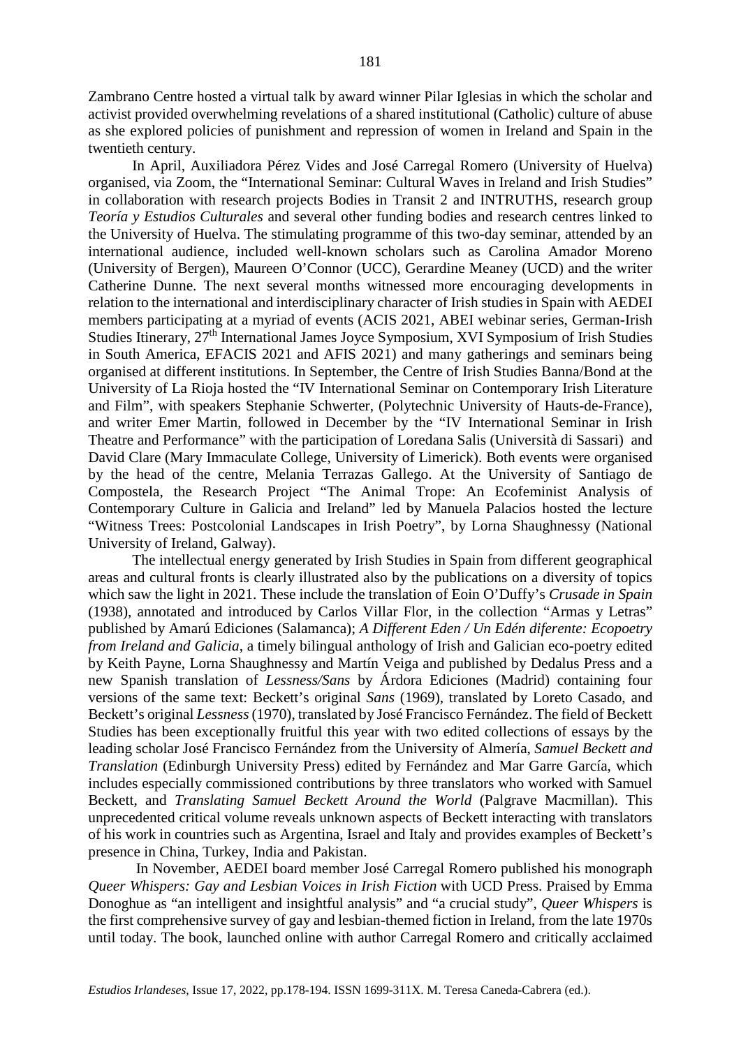Zambrano Centre hosted a virtual talk by award winner Pilar Iglesias in which the scholar and activist provided overwhelming revelations of a shared institutional (Catholic) culture of abuse as she explored policies of punishment and repression of women in Ireland and Spain in the twentieth century.

In April, Auxiliadora Pérez Vides and José Carregal Romero (University of Huelva) organised, via Zoom, the "International Seminar: Cultural Waves in Ireland and Irish Studies" in collaboration with research projects Bodies in Transit 2 and INTRUTHS, research group *Teoría y Estudios Culturales* and several other funding bodies and research centres linked to the University of Huelva. The stimulating programme of this two-day seminar, attended by an international audience, included well-known scholars such as Carolina Amador Moreno (University of Bergen), Maureen O'Connor (UCC), Gerardine Meaney (UCD) and the writer Catherine Dunne. The next several months witnessed more encouraging developments in relation to the international and interdisciplinary character of Irish studies in Spain with AEDEI members participating at a myriad of events (ACIS 2021, ABEI webinar series, German-Irish Studies Itinerary, 27th International James Joyce Symposium, XVI Symposium of Irish Studies in South America, EFACIS 2021 and AFIS 2021) and many gatherings and seminars being organised at different institutions. In September, the Centre of Irish Studies Banna/Bond at the University of La Rioja hosted the "IV International Seminar on Contemporary Irish Literature and Film", with speakers Stephanie Schwerter, (Polytechnic University of Hauts-de-France), and writer Emer Martin, followed in December by the "IV International Seminar in Irish Theatre and Performance" with the participation of Loredana Salis (Università di Sassari) and David Clare (Mary Immaculate College, University of Limerick). Both events were organised by the head of the centre, Melania Terrazas Gallego. At the University of Santiago de Compostela, the Research Project "The Animal Trope: An Ecofeminist Analysis of Contemporary Culture in Galicia and Ireland" led by Manuela Palacios hosted the lecture "Witness Trees: Postcolonial Landscapes in Irish Poetry", by Lorna Shaughnessy (National University of Ireland, Galway).

The intellectual energy generated by Irish Studies in Spain from different geographical areas and cultural fronts is clearly illustrated also by the publications on a diversity of topics which saw the light in 2021. These include the translation of Eoin O'Duffy's *Crusade in Spain* (1938), annotated and introduced by Carlos Villar Flor, in the collection "Armas y Letras" published by Amarú Ediciones (Salamanca); *A Different Eden / Un Edén diferente: Ecopoetry from Ireland and Galicia*, a timely bilingual anthology of Irish and Galician eco-poetry edited by Keith Payne, Lorna Shaughnessy and Martín Veiga and published by Dedalus Press and a new Spanish translation of *Lessness/Sans* by Árdora Ediciones (Madrid) containing four versions of the same text: Beckett's original *Sans* (1969), translated by Loreto Casado, and Beckett's original *Lessness* (1970), translated by José Francisco Fernández. The field of Beckett Studies has been exceptionally fruitful this year with two edited collections of essays by the leading scholar José Francisco Fernández from the University of Almería, *Samuel Beckett and Translation* (Edinburgh University Press) edited by Fernández and Mar Garre García, which includes especially commissioned contributions by three translators who worked with Samuel Beckett, and *Translating Samuel Beckett Around the World* (Palgrave Macmillan). This unprecedented critical volume reveals unknown aspects of Beckett interacting with translators of his work in countries such as Argentina, Israel and Italy and provides examples of Beckett's presence in China, Turkey, India and Pakistan.

In November, AEDEI board member José Carregal Romero published his monograph *Queer Whispers: Gay and Lesbian Voices in Irish Fiction* with UCD Press. Praised by Emma Donoghue as "an intelligent and insightful analysis" and "a crucial study", *Queer Whispers* is the first comprehensive survey of gay and lesbian-themed fiction in Ireland, from the late 1970s until today. The book, launched online with author Carregal Romero and critically acclaimed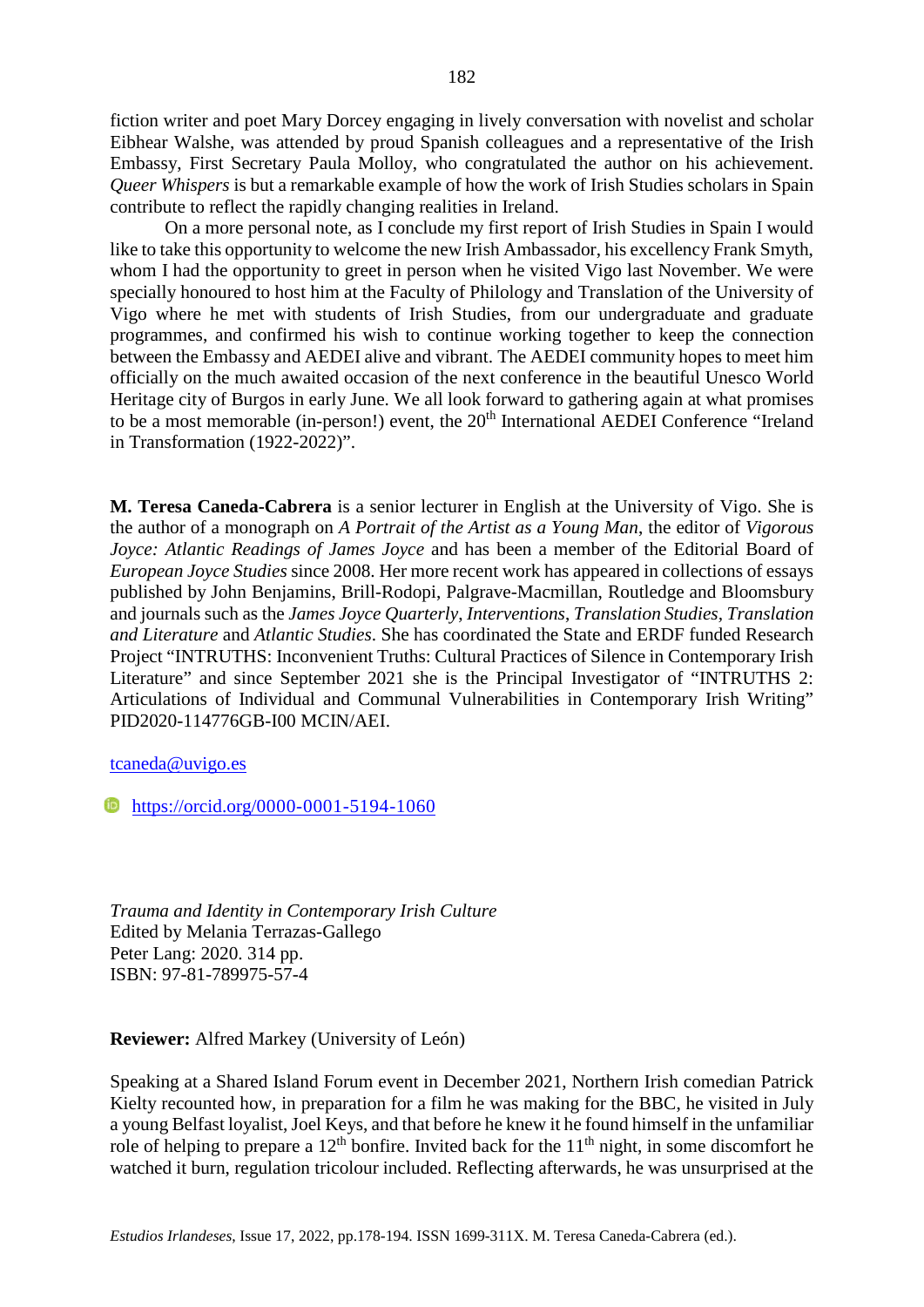fiction writer and poet Mary Dorcey engaging in lively conversation with novelist and scholar Eibhear Walshe, was attended by proud Spanish colleagues and a representative of the Irish Embassy, First Secretary Paula Molloy, who congratulated the author on his achievement. *Queer Whispers* is but a remarkable example of how the work of Irish Studies scholars in Spain contribute to reflect the rapidly changing realities in Ireland.

On a more personal note, as I conclude my first report of Irish Studies in Spain I would like to take this opportunity to welcome the new Irish Ambassador, his excellency Frank Smyth, whom I had the opportunity to greet in person when he visited Vigo last November. We were specially honoured to host him at the Faculty of Philology and Translation of the University of Vigo where he met with students of Irish Studies, from our undergraduate and graduate programmes, and confirmed his wish to continue working together to keep the connection between the Embassy and AEDEI alive and vibrant. The AEDEI community hopes to meet him officially on the much awaited occasion of the next conference in the beautiful Unesco World Heritage city of Burgos in early June. We all look forward to gathering again at what promises to be a most memorable (in-person!) event, the 20th International AEDEI Conference "Ireland in Transformation (1922-2022)".

**M. Teresa Caneda-Cabrera** is a senior lecturer in English at the University of Vigo. She is the author of a monograph on *A Portrait of the Artist as a Young Man*, the editor of *Vigorous Joyce: Atlantic Readings of James Joyce* and has been a member of the Editorial Board of *European Joyce Studies* since 2008. Her more recent work has appeared in collections of essays published by John Benjamins, Brill-Rodopi, Palgrave-Macmillan, Routledge and Bloomsbury and journals such as the *James Joyce Quarterly*, *Interventions*, *Translation Studies*, *Translation and Literature* and *Atlantic Studies*. She has coordinated the State and ERDF funded Research Project "INTRUTHS: Inconvenient Truths: Cultural Practices of Silence in Contemporary Irish Literature" and since September 2021 she is the Principal Investigator of "INTRUTHS 2: Articulations of Individual and Communal Vulnerabilities in Contemporary Irish Writing" PID2020-114776GB-I00 MCIN/AEI.

tcaneda@uvigo.es

https://orcid.org/0000-0001-5194-1060

*Trauma and Identity in Contemporary Irish Culture*
Edited by Melania Terrazas-Gallego
Peter Lang: 2020. 314 pp.
ISBN: 97-81-789975-57-4

**Reviewer:** Alfred Markey (University of León)

Speaking at a Shared Island Forum event in December 2021, Northern Irish comedian Patrick Kielty recounted how, in preparation for a film he was making for the BBC, he visited in July a young Belfast loyalist, Joel Keys, and that before he knew it he found himself in the unfamiliar role of helping to prepare a 12th bonfire. Invited back for the 11th night, in some discomfort he watched it burn, regulation tricolour included. Reflecting afterwards, he was unsurprised at the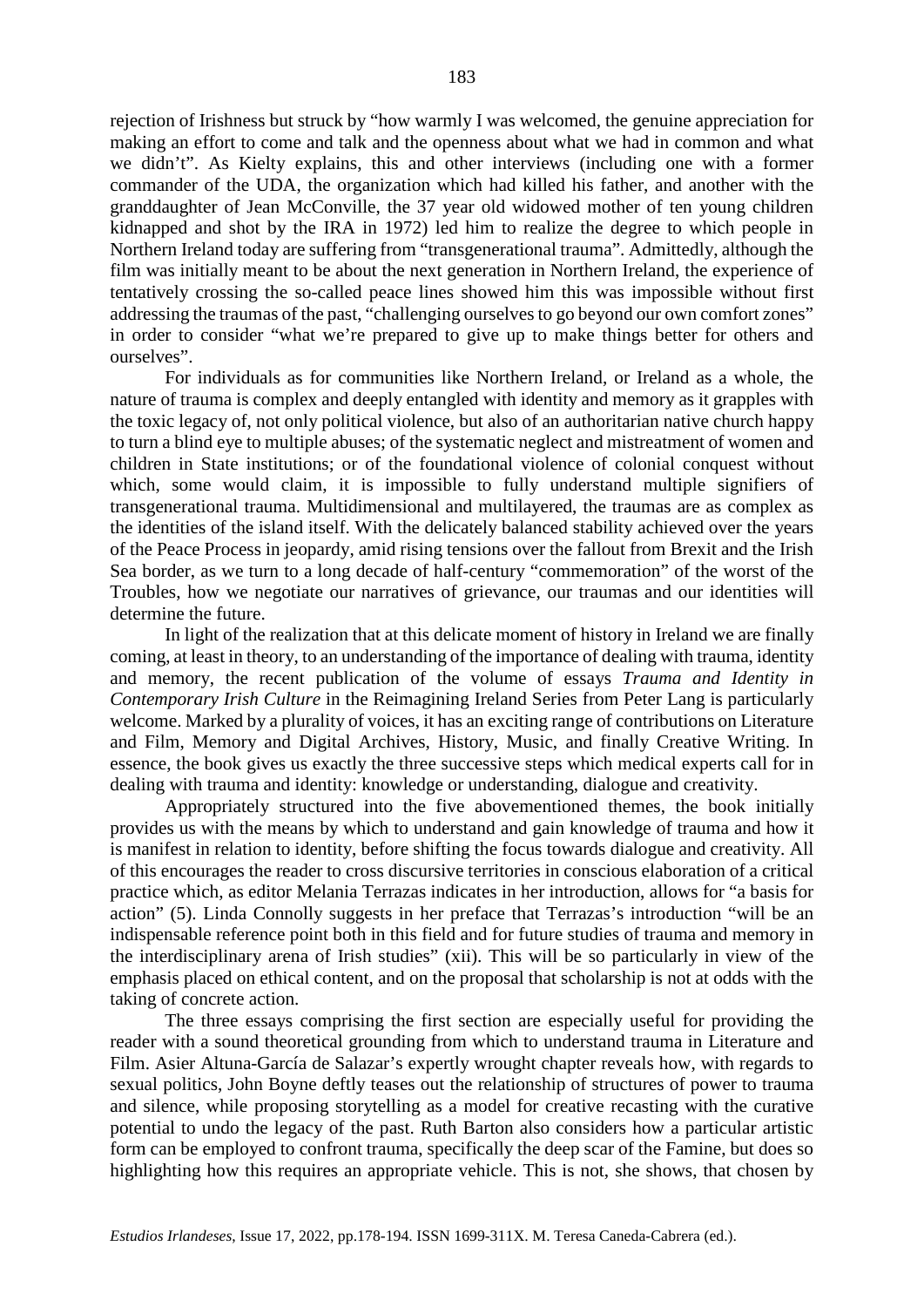rejection of Irishness but struck by "how warmly I was welcomed, the genuine appreciation for making an effort to come and talk and the openness about what we had in common and what we didn't". As Kielty explains, this and other interviews (including one with a former commander of the UDA, the organization which had killed his father, and another with the granddaughter of Jean McConville, the 37 year old widowed mother of ten young children kidnapped and shot by the IRA in 1972) led him to realize the degree to which people in Northern Ireland today are suffering from "transgenerational trauma". Admittedly, although the film was initially meant to be about the next generation in Northern Ireland, the experience of tentatively crossing the so-called peace lines showed him this was impossible without first addressing the traumas of the past, "challenging ourselves to go beyond our own comfort zones" in order to consider "what we're prepared to give up to make things better for others and ourselves".

For individuals as for communities like Northern Ireland, or Ireland as a whole, the nature of trauma is complex and deeply entangled with identity and memory as it grapples with the toxic legacy of, not only political violence, but also of an authoritarian native church happy to turn a blind eye to multiple abuses; of the systematic neglect and mistreatment of women and children in State institutions; or of the foundational violence of colonial conquest without which, some would claim, it is impossible to fully understand multiple signifiers of transgenerational trauma. Multidimensional and multilayered, the traumas are as complex as the identities of the island itself. With the delicately balanced stability achieved over the years of the Peace Process in jeopardy, amid rising tensions over the fallout from Brexit and the Irish Sea border, as we turn to a long decade of half-century "commemoration" of the worst of the Troubles, how we negotiate our narratives of grievance, our traumas and our identities will determine the future.

In light of the realization that at this delicate moment of history in Ireland we are finally coming, at least in theory, to an understanding of the importance of dealing with trauma, identity and memory, the recent publication of the volume of essays *Trauma and Identity in Contemporary Irish Culture* in the Reimagining Ireland Series from Peter Lang is particularly welcome. Marked by a plurality of voices, it has an exciting range of contributions on Literature and Film, Memory and Digital Archives, History, Music, and finally Creative Writing. In essence, the book gives us exactly the three successive steps which medical experts call for in dealing with trauma and identity: knowledge or understanding, dialogue and creativity.

Appropriately structured into the five abovementioned themes, the book initially provides us with the means by which to understand and gain knowledge of trauma and how it is manifest in relation to identity, before shifting the focus towards dialogue and creativity. All of this encourages the reader to cross discursive territories in conscious elaboration of a critical practice which, as editor Melania Terrazas indicates in her introduction, allows for "a basis for action" (5). Linda Connolly suggests in her preface that Terrazas's introduction "will be an indispensable reference point both in this field and for future studies of trauma and memory in the interdisciplinary arena of Irish studies" (xii). This will be so particularly in view of the emphasis placed on ethical content, and on the proposal that scholarship is not at odds with the taking of concrete action.

The three essays comprising the first section are especially useful for providing the reader with a sound theoretical grounding from which to understand trauma in Literature and Film. Asier Altuna-García de Salazar's expertly wrought chapter reveals how, with regards to sexual politics, John Boyne deftly teases out the relationship of structures of power to trauma and silence, while proposing storytelling as a model for creative recasting with the curative potential to undo the legacy of the past. Ruth Barton also considers how a particular artistic form can be employed to confront trauma, specifically the deep scar of the Famine, but does so highlighting how this requires an appropriate vehicle. This is not, she shows, that chosen by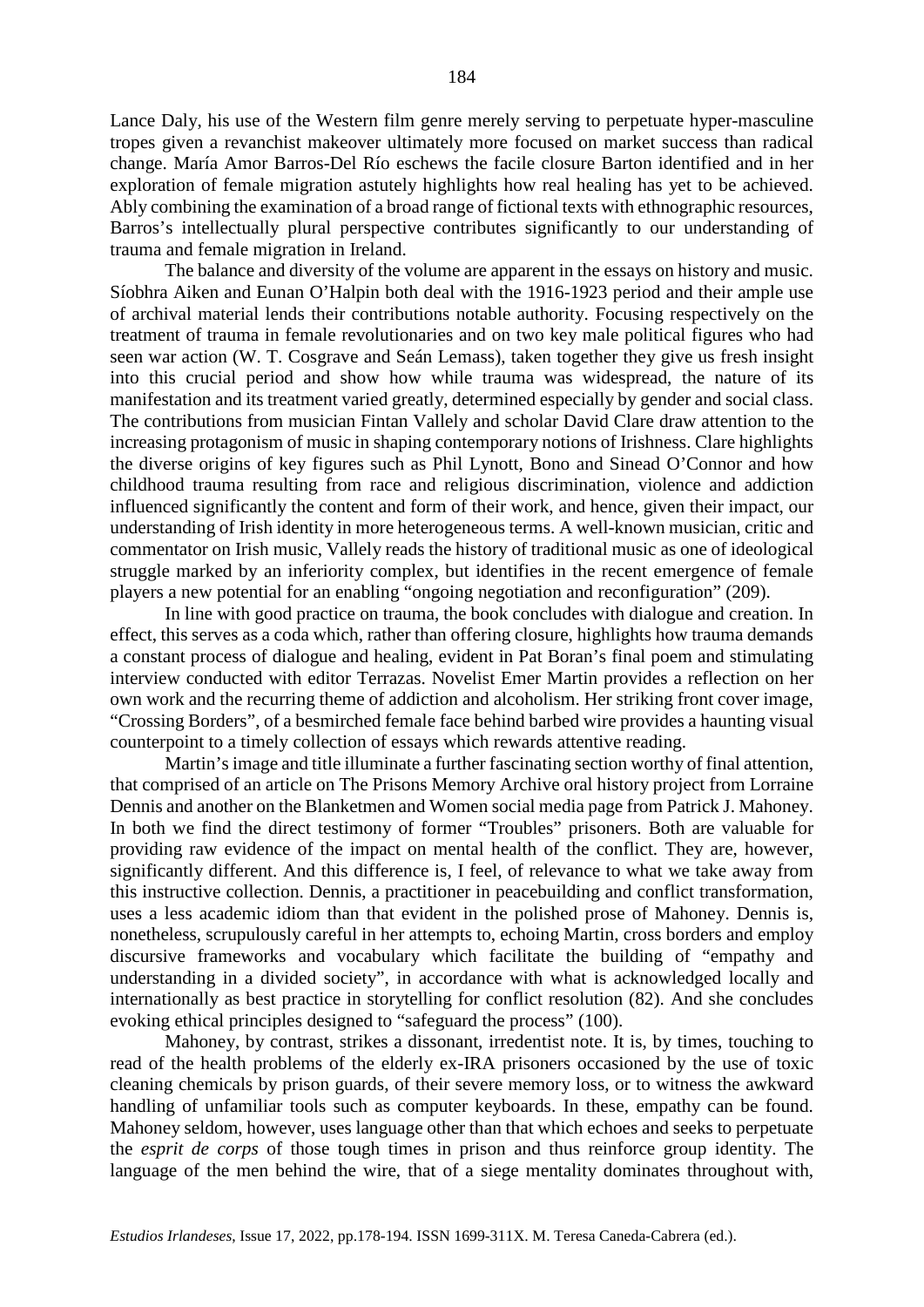Lance Daly, his use of the Western film genre merely serving to perpetuate hyper-masculine tropes given a revanchist makeover ultimately more focused on market success than radical change. María Amor Barros-Del Río eschews the facile closure Barton identified and in her exploration of female migration astutely highlights how real healing has yet to be achieved. Ably combining the examination of a broad range of fictional texts with ethnographic resources, Barros's intellectually plural perspective contributes significantly to our understanding of trauma and female migration in Ireland.

The balance and diversity of the volume are apparent in the essays on history and music. Síobhra Aiken and Eunan O'Halpin both deal with the 1916-1923 period and their ample use of archival material lends their contributions notable authority. Focusing respectively on the treatment of trauma in female revolutionaries and on two key male political figures who had seen war action (W. T. Cosgrave and Seán Lemass), taken together they give us fresh insight into this crucial period and show how while trauma was widespread, the nature of its manifestation and its treatment varied greatly, determined especially by gender and social class. The contributions from musician Fintan Vallely and scholar David Clare draw attention to the increasing protagonism of music in shaping contemporary notions of Irishness. Clare highlights the diverse origins of key figures such as Phil Lynott, Bono and Sinead O'Connor and how childhood trauma resulting from race and religious discrimination, violence and addiction influenced significantly the content and form of their work, and hence, given their impact, our understanding of Irish identity in more heterogeneous terms. A well-known musician, critic and commentator on Irish music, Vallely reads the history of traditional music as one of ideological struggle marked by an inferiority complex, but identifies in the recent emergence of female players a new potential for an enabling "ongoing negotiation and reconfiguration" (209).

In line with good practice on trauma, the book concludes with dialogue and creation. In effect, this serves as a coda which, rather than offering closure, highlights how trauma demands a constant process of dialogue and healing, evident in Pat Boran's final poem and stimulating interview conducted with editor Terrazas. Novelist Emer Martin provides a reflection on her own work and the recurring theme of addiction and alcoholism. Her striking front cover image, "Crossing Borders", of a besmirched female face behind barbed wire provides a haunting visual counterpoint to a timely collection of essays which rewards attentive reading.

Martin's image and title illuminate a further fascinating section worthy of final attention, that comprised of an article on The Prisons Memory Archive oral history project from Lorraine Dennis and another on the Blanketmen and Women social media page from Patrick J. Mahoney. In both we find the direct testimony of former "Troubles" prisoners. Both are valuable for providing raw evidence of the impact on mental health of the conflict. They are, however, significantly different. And this difference is, I feel, of relevance to what we take away from this instructive collection. Dennis, a practitioner in peacebuilding and conflict transformation, uses a less academic idiom than that evident in the polished prose of Mahoney. Dennis is, nonetheless, scrupulously careful in her attempts to, echoing Martin, cross borders and employ discursive frameworks and vocabulary which facilitate the building of "empathy and understanding in a divided society", in accordance with what is acknowledged locally and internationally as best practice in storytelling for conflict resolution (82). And she concludes evoking ethical principles designed to "safeguard the process" (100).

Mahoney, by contrast, strikes a dissonant, irredentist note. It is, by times, touching to read of the health problems of the elderly ex-IRA prisoners occasioned by the use of toxic cleaning chemicals by prison guards, of their severe memory loss, or to witness the awkward handling of unfamiliar tools such as computer keyboards. In these, empathy can be found. Mahoney seldom, however, uses language other than that which echoes and seeks to perpetuate the *esprit de corps* of those tough times in prison and thus reinforce group identity. The language of the men behind the wire, that of a siege mentality dominates throughout with,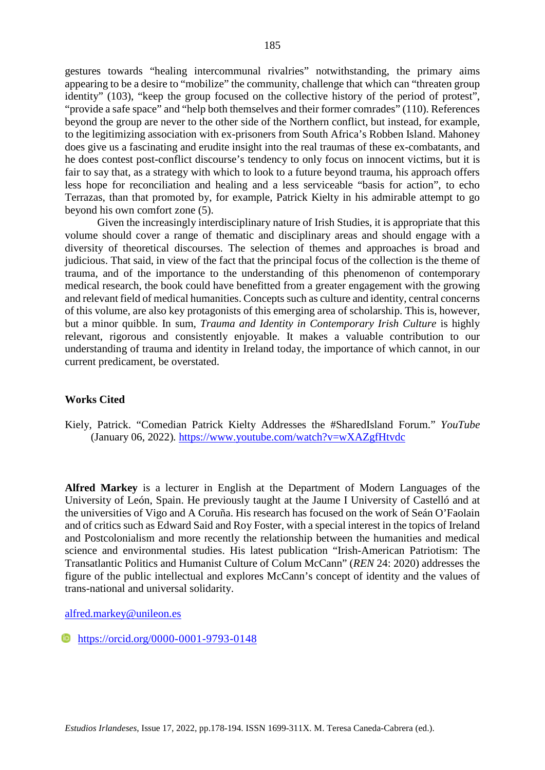gestures towards "healing intercommunal rivalries" notwithstanding, the primary aims appearing to be a desire to "mobilize" the community, challenge that which can "threaten group identity" (103), "keep the group focused on the collective history of the period of protest", "provide a safe space" and "help both themselves and their former comrades" (110). References beyond the group are never to the other side of the Northern conflict, but instead, for example, to the legitimizing association with ex-prisoners from South Africa's Robben Island. Mahoney does give us a fascinating and erudite insight into the real traumas of these ex-combatants, and he does contest post-conflict discourse's tendency to only focus on innocent victims, but it is fair to say that, as a strategy with which to look to a future beyond trauma, his approach offers less hope for reconciliation and healing and a less serviceable "basis for action", to echo Terrazas, than that promoted by, for example, Patrick Kielty in his admirable attempt to go beyond his own comfort zone (5).

Given the increasingly interdisciplinary nature of Irish Studies, it is appropriate that this volume should cover a range of thematic and disciplinary areas and should engage with a diversity of theoretical discourses. The selection of themes and approaches is broad and judicious. That said, in view of the fact that the principal focus of the collection is the theme of trauma, and of the importance to the understanding of this phenomenon of contemporary medical research, the book could have benefitted from a greater engagement with the growing and relevant field of medical humanities. Concepts such as culture and identity, central concerns of this volume, are also key protagonists of this emerging area of scholarship. This is, however, but a minor quibble. In sum, *Trauma and Identity in Contemporary Irish Culture* is highly relevant, rigorous and consistently enjoyable. It makes a valuable contribution to our understanding of trauma and identity in Ireland today, the importance of which cannot, in our current predicament, be overstated.

## Works Cited

Kiely, Patrick. "Comedian Patrick Kielty Addresses the #SharedIsland Forum." *YouTube* (January 06, 2022). https://www.youtube.com/watch?v=wXAZgfHtvdc

**Alfred Markey** is a lecturer in English at the Department of Modern Languages of the University of León, Spain. He previously taught at the Jaume I University of Castelló and at the universities of Vigo and A Coruña. His research has focused on the work of Seán O'Faolain and of critics such as Edward Said and Roy Foster, with a special interest in the topics of Ireland and Postcolonialism and more recently the relationship between the humanities and medical science and environmental studies. His latest publication "Irish-American Patriotism: The Transatlantic Politics and Humanist Culture of Colum McCann" (*REN* 24: 2020) addresses the figure of the public intellectual and explores McCann's concept of identity and the values of trans-national and universal solidarity.

alfred.markey@unileon.es

https://orcid.org/0000-0001-9793-0148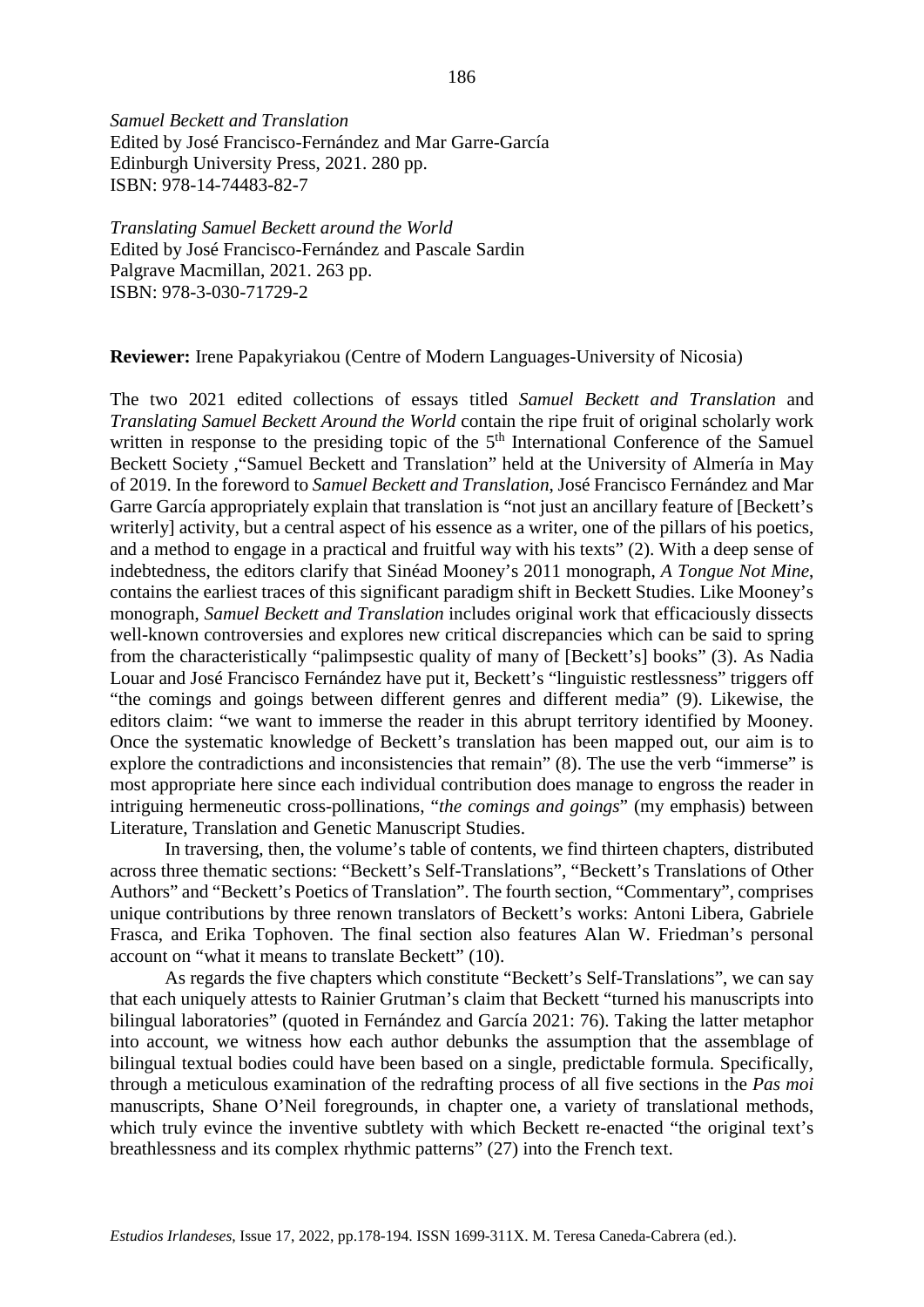*Samuel Beckett and Translation*
Edited by José Francisco-Fernández and Mar Garre-García
Edinburgh University Press, 2021. 280 pp.
ISBN: 978-14-74483-82-7

*Translating Samuel Beckett around the World*
Edited by José Francisco-Fernández and Pascale Sardin
Palgrave Macmillan, 2021. 263 pp.
ISBN: 978-3-030-71729-2

**Reviewer:** Irene Papakyriakou (Centre of Modern Languages-University of Nicosia)

The two 2021 edited collections of essays titled *Samuel Beckett and Translation* and *Translating Samuel Beckett Around the World* contain the ripe fruit of original scholarly work written in response to the presiding topic of the 5th International Conference of the Samuel Beckett Society ,"Samuel Beckett and Translation" held at the University of Almería in May of 2019. In the foreword to *Samuel Beckett and Translation*, José Francisco Fernández and Mar Garre García appropriately explain that translation is "not just an ancillary feature of [Beckett's writerly] activity, but a central aspect of his essence as a writer, one of the pillars of his poetics, and a method to engage in a practical and fruitful way with his texts" (2). With a deep sense of indebtedness, the editors clarify that Sinéad Mooney's 2011 monograph, *A Tongue Not Mine*, contains the earliest traces of this significant paradigm shift in Beckett Studies. Like Mooney's monograph, *Samuel Beckett and Translation* includes original work that efficaciously dissects well-known controversies and explores new critical discrepancies which can be said to spring from the characteristically "palimpsestic quality of many of [Beckett's] books" (3). As Nadia Louar and José Francisco Fernández have put it, Beckett's "linguistic restlessness" triggers off "the comings and goings between different genres and different media" (9). Likewise, the editors claim: "we want to immerse the reader in this abrupt territory identified by Mooney. Once the systematic knowledge of Beckett's translation has been mapped out, our aim is to explore the contradictions and inconsistencies that remain" (8). The use the verb "immerse" is most appropriate here since each individual contribution does manage to engross the reader in intriguing hermeneutic cross-pollinations, "*the comings and goings*" (my emphasis) between Literature, Translation and Genetic Manuscript Studies.

In traversing, then, the volume's table of contents, we find thirteen chapters, distributed across three thematic sections: "Beckett's Self-Translations", "Beckett's Translations of Other Authors" and "Beckett's Poetics of Translation". The fourth section, "Commentary", comprises unique contributions by three renown translators of Beckett's works: Antoni Libera, Gabriele Frasca, and Erika Tophoven. The final section also features Alan W. Friedman's personal account on "what it means to translate Beckett" (10).

As regards the five chapters which constitute "Beckett's Self-Translations", we can say that each uniquely attests to Rainier Grutman's claim that Beckett "turned his manuscripts into bilingual laboratories" (quoted in Fernández and García 2021: 76). Taking the latter metaphor into account, we witness how each author debunks the assumption that the assemblage of bilingual textual bodies could have been based on a single, predictable formula. Specifically, through a meticulous examination of the redrafting process of all five sections in the *Pas moi* manuscripts, Shane O'Neil foregrounds, in chapter one, a variety of translational methods, which truly evince the inventive subtlety with which Beckett re-enacted "the original text's breathlessness and its complex rhythmic patterns" (27) into the French text.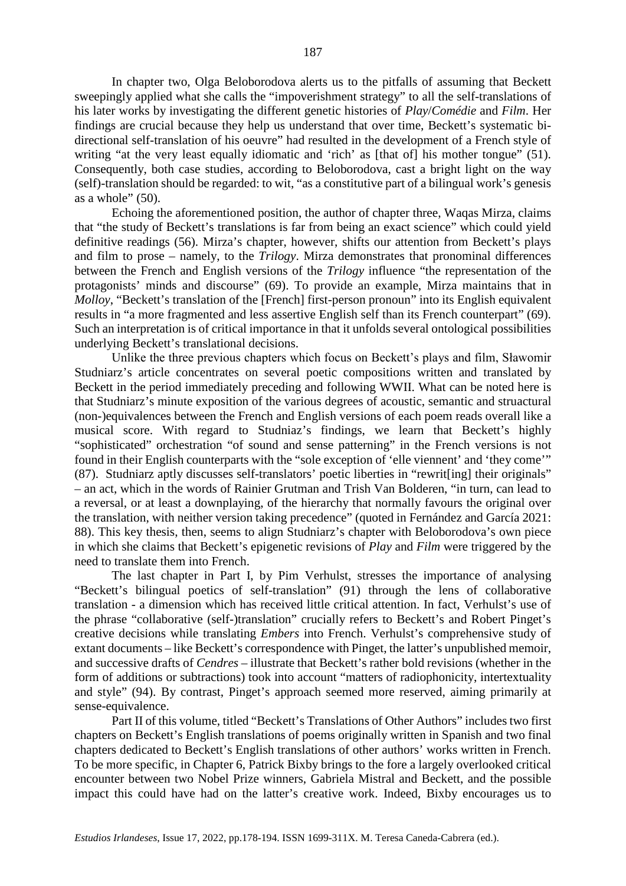In chapter two, Olga Beloborodova alerts us to the pitfalls of assuming that Beckett sweepingly applied what she calls the "impoverishment strategy" to all the self-translations of his later works by investigating the different genetic histories of *Play*/*Comédie* and *Film*. Her findings are crucial because they help us understand that over time, Beckett's systematic bi-directional self-translation of his oeuvre" had resulted in the development of a French style of writing "at the very least equally idiomatic and 'rich' as [that of] his mother tongue" (51). Consequently, both case studies, according to Beloborodova, cast a bright light on the way (self)-translation should be regarded: to wit, "as a constitutive part of a bilingual work's genesis as a whole" (50).

Echoing the aforementioned position, the author of chapter three, Waqas Mirza, claims that "the study of Beckett's translations is far from being an exact science" which could yield definitive readings (56). Mirza's chapter, however, shifts our attention from Beckett's plays and film to prose – namely, to the *Trilogy*. Mirza demonstrates that pronominal differences between the French and English versions of the *Trilogy* influence "the representation of the protagonists' minds and discourse" (69). To provide an example, Mirza maintains that in *Molloy*, "Beckett's translation of the [French] first-person pronoun" into its English equivalent results in "a more fragmented and less assertive English self than its French counterpart" (69). Such an interpretation is of critical importance in that it unfolds several ontological possibilities underlying Beckett's translational decisions.

Unlike the three previous chapters which focus on Beckett's plays and film, Sławomir Studniarz's article concentrates on several poetic compositions written and translated by Beckett in the period immediately preceding and following WWII. What can be noted here is that Studniarz's minute exposition of the various degrees of acoustic, semantic and struactural (non-)equivalences between the French and English versions of each poem reads overall like a musical score. With regard to Studniaz's findings, we learn that Beckett's highly "sophisticated" orchestration "of sound and sense patterning" in the French versions is not found in their English counterparts with the "sole exception of 'elle viennent' and 'they come'" (87). Studniarz aptly discusses self-translators' poetic liberties in "rewrit[ing] their originals" – an act, which in the words of Rainier Grutman and Trish Van Bolderen, "in turn, can lead to a reversal, or at least a downplaying, of the hierarchy that normally favours the original over the translation, with neither version taking precedence" (quoted in Fernández and García 2021: 88). This key thesis, then, seems to align Studniarz's chapter with Beloborodova's own piece in which she claims that Beckett's epigenetic revisions of *Play* and *Film* were triggered by the need to translate them into French.

The last chapter in Part I, by Pim Verhulst, stresses the importance of analysing "Beckett's bilingual poetics of self-translation" (91) through the lens of collaborative translation - a dimension which has received little critical attention. In fact, Verhulst's use of the phrase "collaborative (self-)translation" crucially refers to Beckett's and Robert Pinget's creative decisions while translating *Embers* into French. Verhulst's comprehensive study of extant documents – like Beckett's correspondence with Pinget, the latter's unpublished memoir, and successive drafts of *Cendres* – illustrate that Beckett's rather bold revisions (whether in the form of additions or subtractions) took into account "matters of radiophonicity, intertextuality and style" (94). By contrast, Pinget's approach seemed more reserved, aiming primarily at sense-equivalence.

Part II of this volume, titled "Beckett's Translations of Other Authors" includes two first chapters on Beckett's English translations of poems originally written in Spanish and two final chapters dedicated to Beckett's English translations of other authors' works written in French. To be more specific, in Chapter 6, Patrick Bixby brings to the fore a largely overlooked critical encounter between two Nobel Prize winners, Gabriela Mistral and Beckett, and the possible impact this could have had on the latter's creative work. Indeed, Bixby encourages us to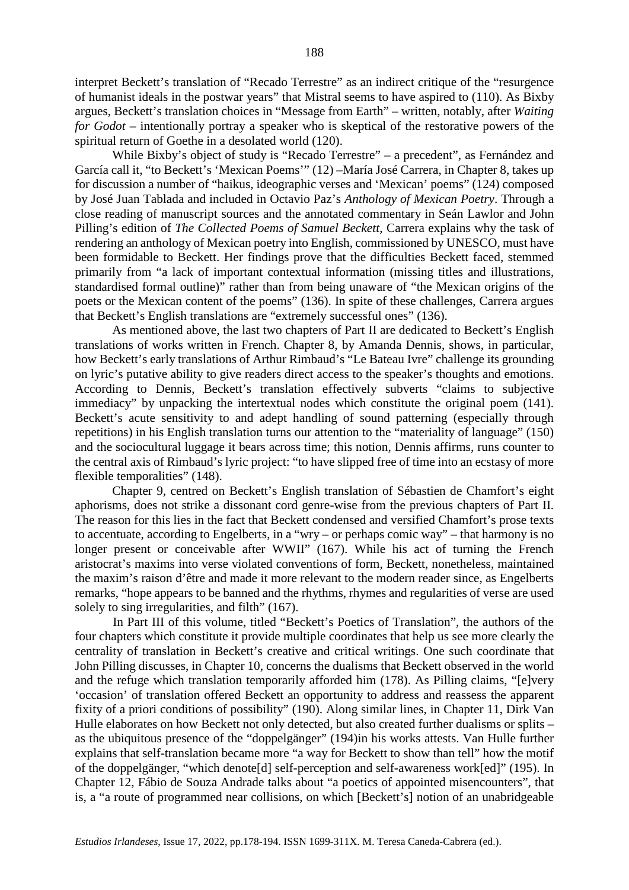interpret Beckett's translation of "Recado Terrestre" as an indirect critique of the "resurgence of humanist ideals in the postwar years" that Mistral seems to have aspired to (110). As Bixby argues, Beckett's translation choices in "Message from Earth" – written, notably, after *Waiting for Godot* – intentionally portray a speaker who is skeptical of the restorative powers of the spiritual return of Goethe in a desolated world (120).

While Bixby's object of study is "Recado Terrestre" – a precedent", as Fernández and García call it, "to Beckett's 'Mexican Poems'" (12) –María José Carrera, in Chapter 8, takes up for discussion a number of "haikus, ideographic verses and 'Mexican' poems" (124) composed by José Juan Tablada and included in Octavio Paz's *Anthology of Mexican Poetry*. Through a close reading of manuscript sources and the annotated commentary in Seán Lawlor and John Pilling's edition of *The Collected Poems of Samuel Beckett*, Carrera explains why the task of rendering an anthology of Mexican poetry into English, commissioned by UNESCO, must have been formidable to Beckett. Her findings prove that the difficulties Beckett faced, stemmed primarily from "a lack of important contextual information (missing titles and illustrations, standardised formal outline)" rather than from being unaware of "the Mexican origins of the poets or the Mexican content of the poems" (136). In spite of these challenges, Carrera argues that Beckett's English translations are "extremely successful ones" (136).

As mentioned above, the last two chapters of Part II are dedicated to Beckett's English translations of works written in French. Chapter 8, by Amanda Dennis, shows, in particular, how Beckett's early translations of Arthur Rimbaud's "Le Bateau Ivre" challenge its grounding on lyric's putative ability to give readers direct access to the speaker's thoughts and emotions. According to Dennis, Beckett's translation effectively subverts "claims to subjective immediacy" by unpacking the intertextual nodes which constitute the original poem (141). Beckett's acute sensitivity to and adept handling of sound patterning (especially through repetitions) in his English translation turns our attention to the "materiality of language" (150) and the sociocultural luggage it bears across time; this notion, Dennis affirms, runs counter to the central axis of Rimbaud's lyric project: "to have slipped free of time into an ecstasy of more flexible temporalities" (148).

Chapter 9, centred on Beckett's English translation of Sébastien de Chamfort's eight aphorisms, does not strike a dissonant cord genre-wise from the previous chapters of Part II. The reason for this lies in the fact that Beckett condensed and versified Chamfort's prose texts to accentuate, according to Engelberts, in a "wry – or perhaps comic way" – that harmony is no longer present or conceivable after WWII" (167). While his act of turning the French aristocrat's maxims into verse violated conventions of form, Beckett, nonetheless, maintained the maxim's raison d'être and made it more relevant to the modern reader since, as Engelberts remarks, "hope appears to be banned and the rhythms, rhymes and regularities of verse are used solely to sing irregularities, and filth" (167).

In Part III of this volume, titled "Beckett's Poetics of Translation", the authors of the four chapters which constitute it provide multiple coordinates that help us see more clearly the centrality of translation in Beckett's creative and critical writings. One such coordinate that John Pilling discusses, in Chapter 10, concerns the dualisms that Beckett observed in the world and the refuge which translation temporarily afforded him (178). As Pilling claims, "[e]very 'occasion' of translation offered Beckett an opportunity to address and reassess the apparent fixity of a priori conditions of possibility" (190). Along similar lines, in Chapter 11, Dirk Van Hulle elaborates on how Beckett not only detected, but also created further dualisms or splits – as the ubiquitous presence of the "doppelgänger" (194)in his works attests. Van Hulle further explains that self-translation became more "a way for Beckett to show than tell" how the motif of the doppelgänger, "which denote[d] self-perception and self-awareness work[ed]" (195). In Chapter 12, Fábio de Souza Andrade talks about "a poetics of appointed misencounters", that is, a "a route of programmed near collisions, on which [Beckett's] notion of an unabridgeable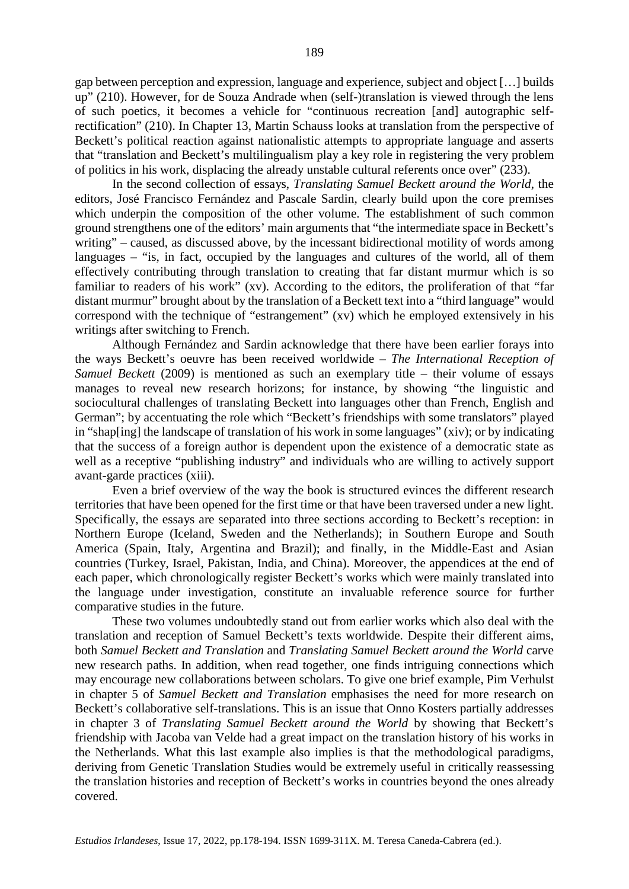gap between perception and expression, language and experience, subject and object […] builds up" (210). However, for de Souza Andrade when (self-)translation is viewed through the lens of such poetics, it becomes a vehicle for "continuous recreation [and] autographic self-rectification" (210). In Chapter 13, Martin Schauss looks at translation from the perspective of Beckett's political reaction against nationalistic attempts to appropriate language and asserts that "translation and Beckett's multilingualism play a key role in registering the very problem of politics in his work, displacing the already unstable cultural referents once over" (233).

In the second collection of essays, *Translating Samuel Beckett around the World*, the editors, José Francisco Fernández and Pascale Sardin, clearly build upon the core premises which underpin the composition of the other volume. The establishment of such common ground strengthens one of the editors' main arguments that "the intermediate space in Beckett's writing" – caused, as discussed above, by the incessant bidirectional motility of words among languages – "is, in fact, occupied by the languages and cultures of the world, all of them effectively contributing through translation to creating that far distant murmur which is so familiar to readers of his work" (xv). According to the editors, the proliferation of that "far distant murmur" brought about by the translation of a Beckett text into a "third language" would correspond with the technique of "estrangement" (xv) which he employed extensively in his writings after switching to French.

Although Fernández and Sardin acknowledge that there have been earlier forays into the ways Beckett's oeuvre has been received worldwide – *The International Reception of Samuel Beckett* (2009) is mentioned as such an exemplary title – their volume of essays manages to reveal new research horizons; for instance, by showing "the linguistic and sociocultural challenges of translating Beckett into languages other than French, English and German"; by accentuating the role which "Beckett's friendships with some translators" played in "shap[ing] the landscape of translation of his work in some languages" (xiv); or by indicating that the success of a foreign author is dependent upon the existence of a democratic state as well as a receptive "publishing industry" and individuals who are willing to actively support avant-garde practices (xiii).

Even a brief overview of the way the book is structured evinces the different research territories that have been opened for the first time or that have been traversed under a new light. Specifically, the essays are separated into three sections according to Beckett's reception: in Northern Europe (Iceland, Sweden and the Netherlands); in Southern Europe and South America (Spain, Italy, Argentina and Brazil); and finally, in the Middle-East and Asian countries (Turkey, Israel, Pakistan, India, and China). Moreover, the appendices at the end of each paper, which chronologically register Beckett's works which were mainly translated into the language under investigation, constitute an invaluable reference source for further comparative studies in the future.

These two volumes undoubtedly stand out from earlier works which also deal with the translation and reception of Samuel Beckett's texts worldwide. Despite their different aims, both *Samuel Beckett and Translation* and *Translating Samuel Beckett around the World* carve new research paths. In addition, when read together, one finds intriguing connections which may encourage new collaborations between scholars. To give one brief example, Pim Verhulst in chapter 5 of *Samuel Beckett and Translation* emphasises the need for more research on Beckett's collaborative self-translations. This is an issue that Onno Kosters partially addresses in chapter 3 of *Translating Samuel Beckett around the World* by showing that Beckett's friendship with Jacoba van Velde had a great impact on the translation history of his works in the Netherlands. What this last example also implies is that the methodological paradigms, deriving from Genetic Translation Studies would be extremely useful in critically reassessing the translation histories and reception of Beckett's works in countries beyond the ones already covered.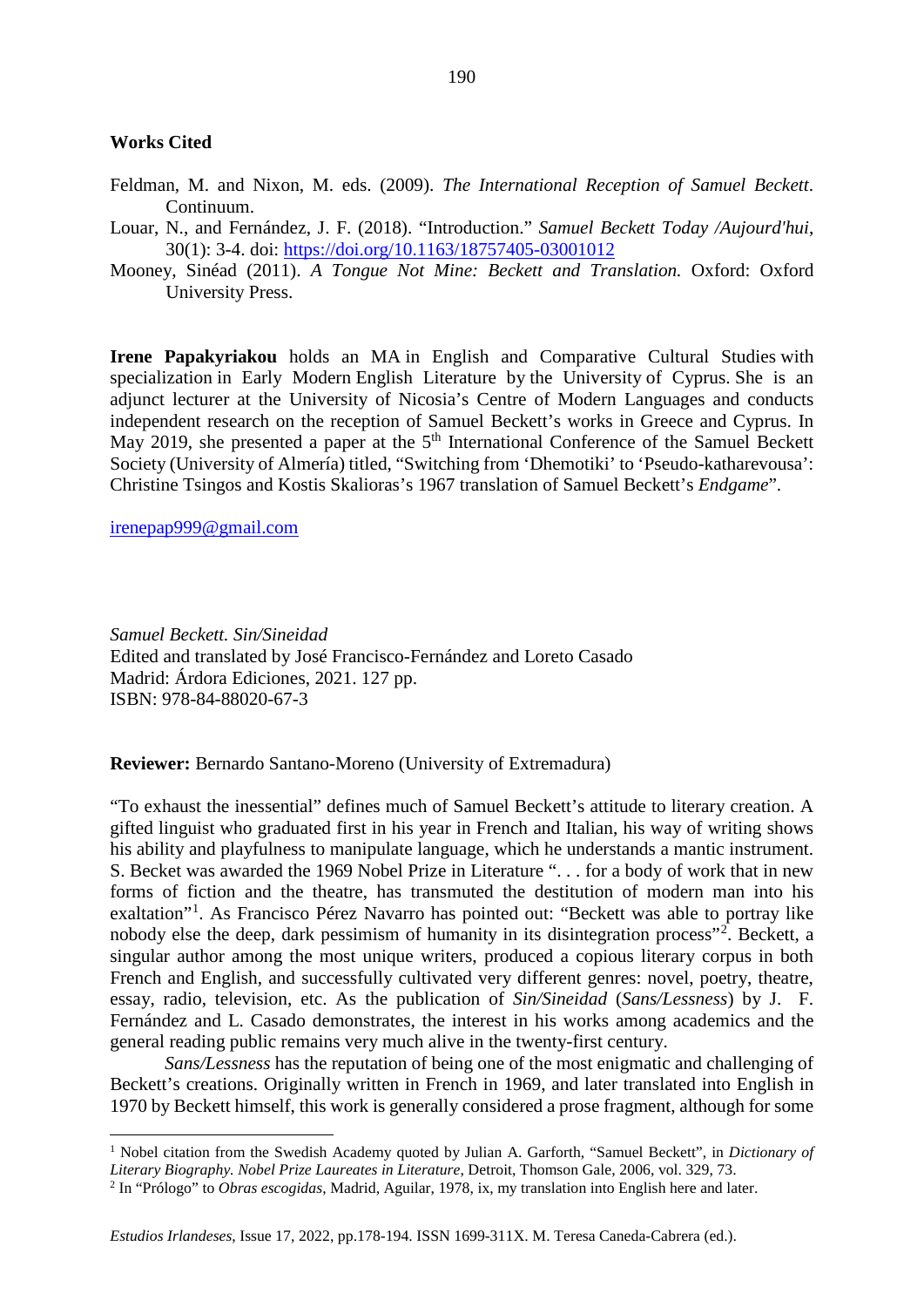## Works Cited

Feldman, M. and Nixon, M. eds. (2009). *The International Reception of Samuel Beckett*. Continuum.

Louar, N., and Fernández, J. F. (2018). "Introduction." *Samuel Beckett Today /Aujourd'hui*, 30(1): 3-4. doi: https://doi.org/10.1163/18757405-03001012

Mooney, Sinéad (2011). *A Tongue Not Mine: Beckett and Translation.* Oxford: Oxford University Press.

**Irene Papakyriakou** holds an MA in English and Comparative Cultural Studies with specialization in Early Modern English Literature by the University of Cyprus. She is an adjunct lecturer at the University of Nicosia's Centre of Modern Languages and conducts independent research on the reception of Samuel Beckett's works in Greece and Cyprus. In May 2019, she presented a paper at the 5th International Conference of the Samuel Beckett Society (University of Almería) titled, "Switching from 'Dhemotiki' to 'Pseudo-katharevousa': Christine Tsingos and Kostis Skalioras's 1967 translation of Samuel Beckett's *Endgame*".

irenepap999@gmail.com

*Samuel Beckett. Sin/Sineidad*
Edited and translated by José Francisco-Fernández and Loreto Casado
Madrid: Árdora Ediciones, 2021. 127 pp.
ISBN: 978-84-88020-67-3

**Reviewer:** Bernardo Santano-Moreno (University of Extremadura)

"To exhaust the inessential" defines much of Samuel Beckett's attitude to literary creation. A gifted linguist who graduated first in his year in French and Italian, his way of writing shows his ability and playfulness to manipulate language, which he understands a mantic instrument. S. Becket was awarded the 1969 Nobel Prize in Literature ". . . for a body of work that in new forms of fiction and the theatre, has transmuted the destitution of modern man into his exaltation"[1]. As Francisco Pérez Navarro has pointed out: "Beckett was able to portray like nobody else the deep, dark pessimism of humanity in its disintegration process"[2]. Beckett, a singular author among the most unique writers, produced a copious literary corpus in both French and English, and successfully cultivated very different genres: novel, poetry, theatre, essay, radio, television, etc. As the publication of *Sin/Sineidad* (*Sans/Lessness*) by J. F. Fernández and L. Casado demonstrates, the interest in his works among academics and the general reading public remains very much alive in the twenty-first century.

*Sans/Lessness* has the reputation of being one of the most enigmatic and challenging of Beckett's creations. Originally written in French in 1969, and later translated into English in 1970 by Beckett himself, this work is generally considered a prose fragment, although for some

---

[1] Nobel citation from the Swedish Academy quoted by Julian A. Garforth, "Samuel Beckett", in *Dictionary of Literary Biography. Nobel Prize Laureates in Literature*, Detroit, Thomson Gale, 2006, vol. 329, 73.

[2] In "Prólogo" to *Obras escogidas*, Madrid, Aguilar, 1978, ix, my translation into English here and later.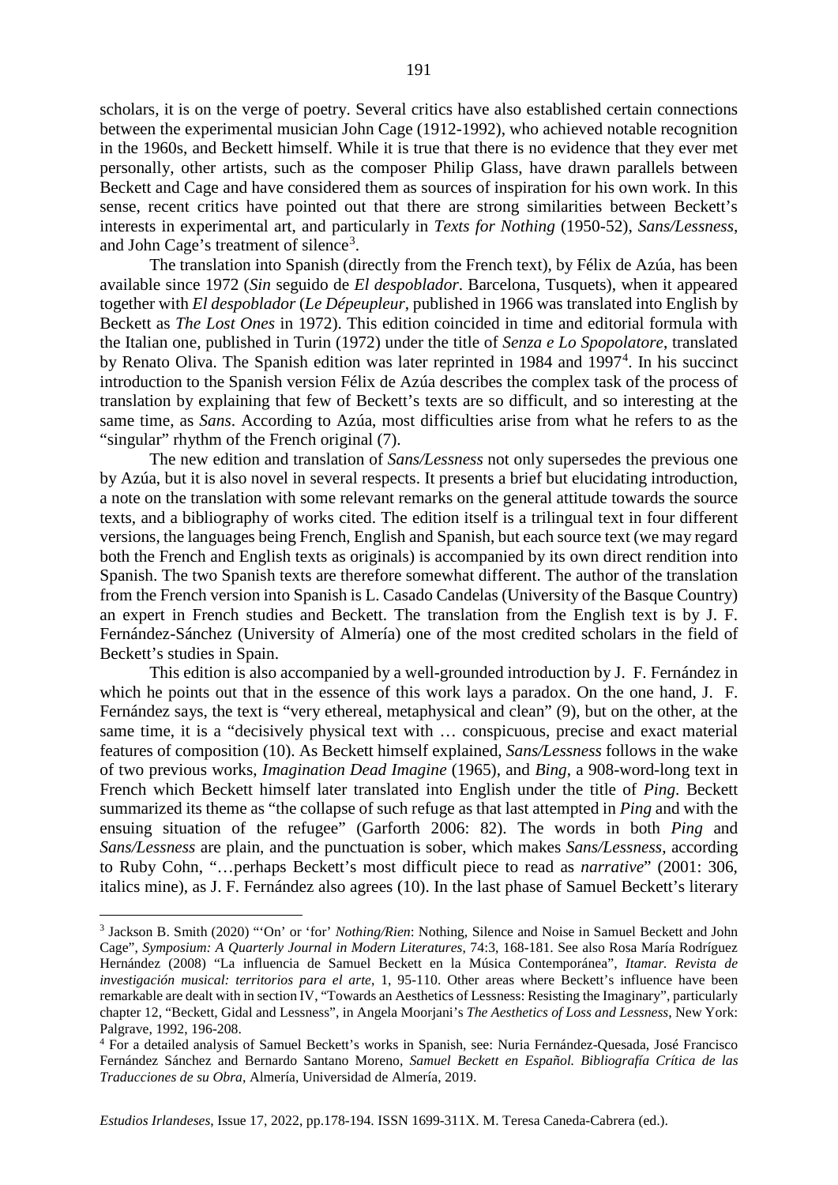scholars, it is on the verge of poetry. Several critics have also established certain connections between the experimental musician John Cage (1912-1992), who achieved notable recognition in the 1960s, and Beckett himself. While it is true that there is no evidence that they ever met personally, other artists, such as the composer Philip Glass, have drawn parallels between Beckett and Cage and have considered them as sources of inspiration for his own work. In this sense, recent critics have pointed out that there are strong similarities between Beckett's interests in experimental art, and particularly in *Texts for Nothing* (1950-52), *Sans/Lessness*, and John Cage's treatment of silence[3].

The translation into Spanish (directly from the French text), by Félix de Azúa, has been available since 1972 (*Sin* seguido de *El despoblador*. Barcelona, Tusquets), when it appeared together with *El despoblador* (*Le Dépeupleur*, published in 1966 was translated into English by Beckett as *The Lost Ones* in 1972). This edition coincided in time and editorial formula with the Italian one, published in Turin (1972) under the title of *Senza e Lo Spopolatore*, translated by Renato Oliva. The Spanish edition was later reprinted in 1984 and 1997[4]. In his succinct introduction to the Spanish version Félix de Azúa describes the complex task of the process of translation by explaining that few of Beckett's texts are so difficult, and so interesting at the same time, as *Sans*. According to Azúa, most difficulties arise from what he refers to as the "singular" rhythm of the French original (7).

The new edition and translation of *Sans/Lessness* not only supersedes the previous one by Azúa, but it is also novel in several respects. It presents a brief but elucidating introduction, a note on the translation with some relevant remarks on the general attitude towards the source texts, and a bibliography of works cited. The edition itself is a trilingual text in four different versions, the languages being French, English and Spanish, but each source text (we may regard both the French and English texts as originals) is accompanied by its own direct rendition into Spanish. The two Spanish texts are therefore somewhat different. The author of the translation from the French version into Spanish is L. Casado Candelas (University of the Basque Country) an expert in French studies and Beckett. The translation from the English text is by J. F. Fernández-Sánchez (University of Almería) one of the most credited scholars in the field of Beckett's studies in Spain.

This edition is also accompanied by a well-grounded introduction by J. F. Fernández in which he points out that in the essence of this work lays a paradox. On the one hand, J. F. Fernández says, the text is "very ethereal, metaphysical and clean" (9), but on the other, at the same time, it is a "decisively physical text with … conspicuous, precise and exact material features of composition (10). As Beckett himself explained, *Sans/Lessness* follows in the wake of two previous works, *Imagination Dead Imagine* (1965), and *Bing*, a 908-word-long text in French which Beckett himself later translated into English under the title of *Ping*. Beckett summarized its theme as "the collapse of such refuge as that last attempted in *Ping* and with the ensuing situation of the refugee" (Garforth 2006: 82). The words in both *Ping* and *Sans/Lessness* are plain, and the punctuation is sober, which makes *Sans/Lessness*, according to Ruby Cohn, "…perhaps Beckett's most difficult piece to read as *narrative*" (2001: 306, italics mine), as J. F. Fernández also agrees (10). In the last phase of Samuel Beckett's literary

---

[3] Jackson B. Smith (2020) "'On' or 'for' *Nothing/Rien*: Nothing, Silence and Noise in Samuel Beckett and John Cage", *Symposium: A Quarterly Journal in Modern Literatures*, 74:3, 168-181. See also Rosa María Rodríguez Hernández (2008) "La influencia de Samuel Beckett en la Música Contemporánea", *Itamar. Revista de investigación musical: territorios para el arte*, 1, 95-110. Other areas where Beckett's influence have been remarkable are dealt with in section IV, "Towards an Aesthetics of Lessness: Resisting the Imaginary", particularly chapter 12, "Beckett, Gidal and Lessness", in Angela Moorjani's *The Aesthetics of Loss and Lessness*, New York: Palgrave, 1992, 196-208.

[4] For a detailed analysis of Samuel Beckett's works in Spanish, see: Nuria Fernández-Quesada, José Francisco Fernández Sánchez and Bernardo Santano Moreno, *Samuel Beckett en Español. Bibliografía Crítica de las Traducciones de su Obra*, Almería, Universidad de Almería, 2019.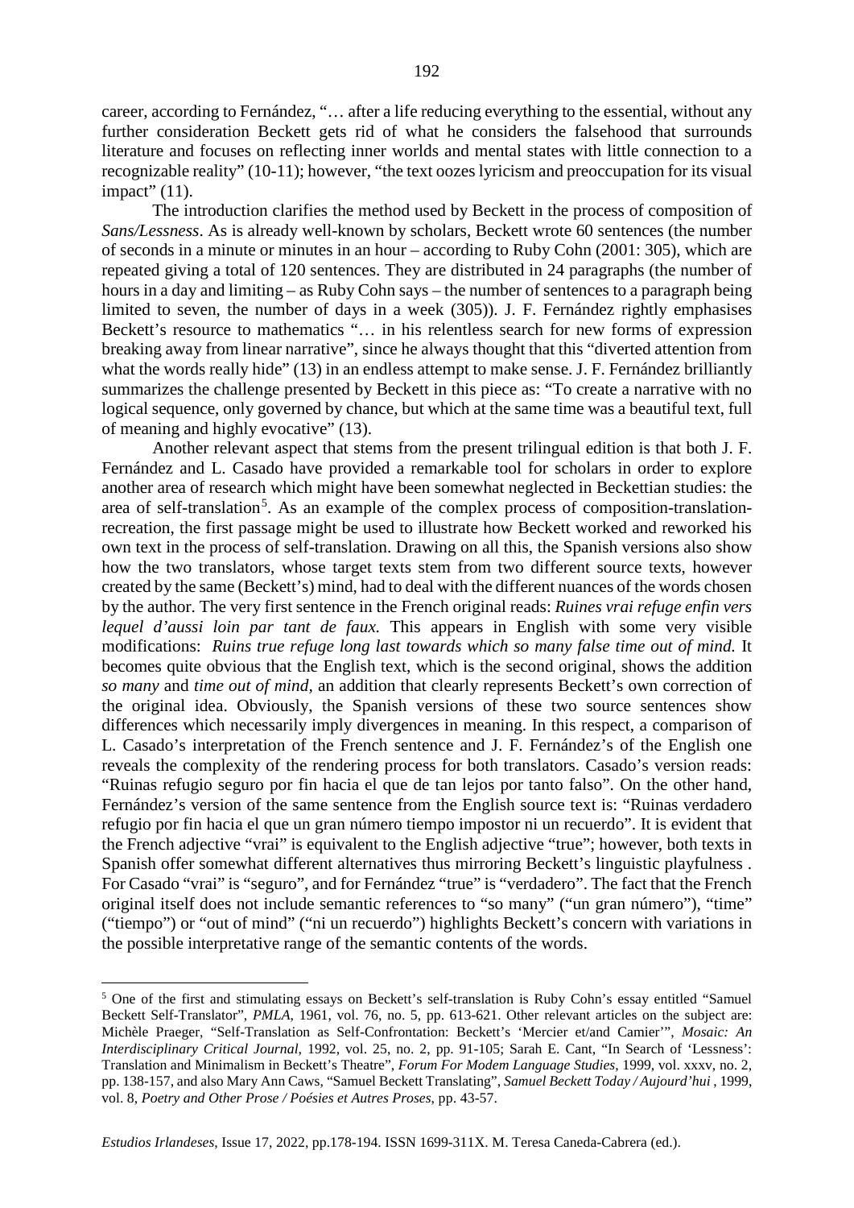career, according to Fernández, "… after a life reducing everything to the essential, without any further consideration Beckett gets rid of what he considers the falsehood that surrounds literature and focuses on reflecting inner worlds and mental states with little connection to a recognizable reality" (10-11); however, "the text oozes lyricism and preoccupation for its visual impact" (11).

The introduction clarifies the method used by Beckett in the process of composition of *Sans/Lessness*. As is already well-known by scholars, Beckett wrote 60 sentences (the number of seconds in a minute or minutes in an hour – according to Ruby Cohn (2001: 305), which are repeated giving a total of 120 sentences. They are distributed in 24 paragraphs (the number of hours in a day and limiting – as Ruby Cohn says – the number of sentences to a paragraph being limited to seven, the number of days in a week (305)). J. F. Fernández rightly emphasises Beckett's resource to mathematics "… in his relentless search for new forms of expression breaking away from linear narrative", since he always thought that this "diverted attention from what the words really hide" (13) in an endless attempt to make sense. J. F. Fernández brilliantly summarizes the challenge presented by Beckett in this piece as: "To create a narrative with no logical sequence, only governed by chance, but which at the same time was a beautiful text, full of meaning and highly evocative" (13).

Another relevant aspect that stems from the present trilingual edition is that both J. F. Fernández and L. Casado have provided a remarkable tool for scholars in order to explore another area of research which might have been somewhat neglected in Beckettian studies: the area of self-translation[5]. As an example of the complex process of composition-translation-recreation, the first passage might be used to illustrate how Beckett worked and reworked his own text in the process of self-translation. Drawing on all this, the Spanish versions also show how the two translators, whose target texts stem from two different source texts, however created by the same (Beckett's) mind, had to deal with the different nuances of the words chosen by the author. The very first sentence in the French original reads: *Ruines vrai refuge enfin vers lequel d'aussi loin par tant de faux.* This appears in English with some very visible modifications: *Ruins true refuge long last towards which so many false time out of mind.* It becomes quite obvious that the English text, which is the second original, shows the addition *so many* and *time out of mind*, an addition that clearly represents Beckett's own correction of the original idea. Obviously, the Spanish versions of these two source sentences show differences which necessarily imply divergences in meaning. In this respect, a comparison of L. Casado's interpretation of the French sentence and J. F. Fernández's of the English one reveals the complexity of the rendering process for both translators. Casado's version reads: "Ruinas refugio seguro por fin hacia el que de tan lejos por tanto falso". On the other hand, Fernández's version of the same sentence from the English source text is: "Ruinas verdadero refugio por fin hacia el que un gran número tiempo impostor ni un recuerdo". It is evident that the French adjective "vrai" is equivalent to the English adjective "true"; however, both texts in Spanish offer somewhat different alternatives thus mirroring Beckett's linguistic playfulness . For Casado "vrai" is "seguro", and for Fernández "true" is "verdadero". The fact that the French original itself does not include semantic references to "so many" ("un gran número"), "time" ("tiempo") or "out of mind" ("ni un recuerdo") highlights Beckett's concern with variations in the possible interpretative range of the semantic contents of the words.

---

[5] One of the first and stimulating essays on Beckett's self-translation is Ruby Cohn's essay entitled "Samuel Beckett Self-Translator", *PMLA*, 1961, vol. 76, no. 5, pp. 613-621. Other relevant articles on the subject are: Michèle Praeger, "Self-Translation as Self-Confrontation: Beckett's 'Mercier et/and Camier'", *Mosaic: An Interdisciplinary Critical Journal*, 1992, vol. 25, no. 2, pp. 91-105; Sarah E. Cant, "In Search of 'Lessness': Translation and Minimalism in Beckett's Theatre", *Forum For Modem Language Studies*, 1999, vol. xxxv, no. 2, pp. 138-157, and also Mary Ann Caws, "Samuel Beckett Translating", *Samuel Beckett Today / Aujourd'hui* , 1999, vol. 8, *Poetry and Other Prose / Poésies et Autres Proses*, pp. 43-57.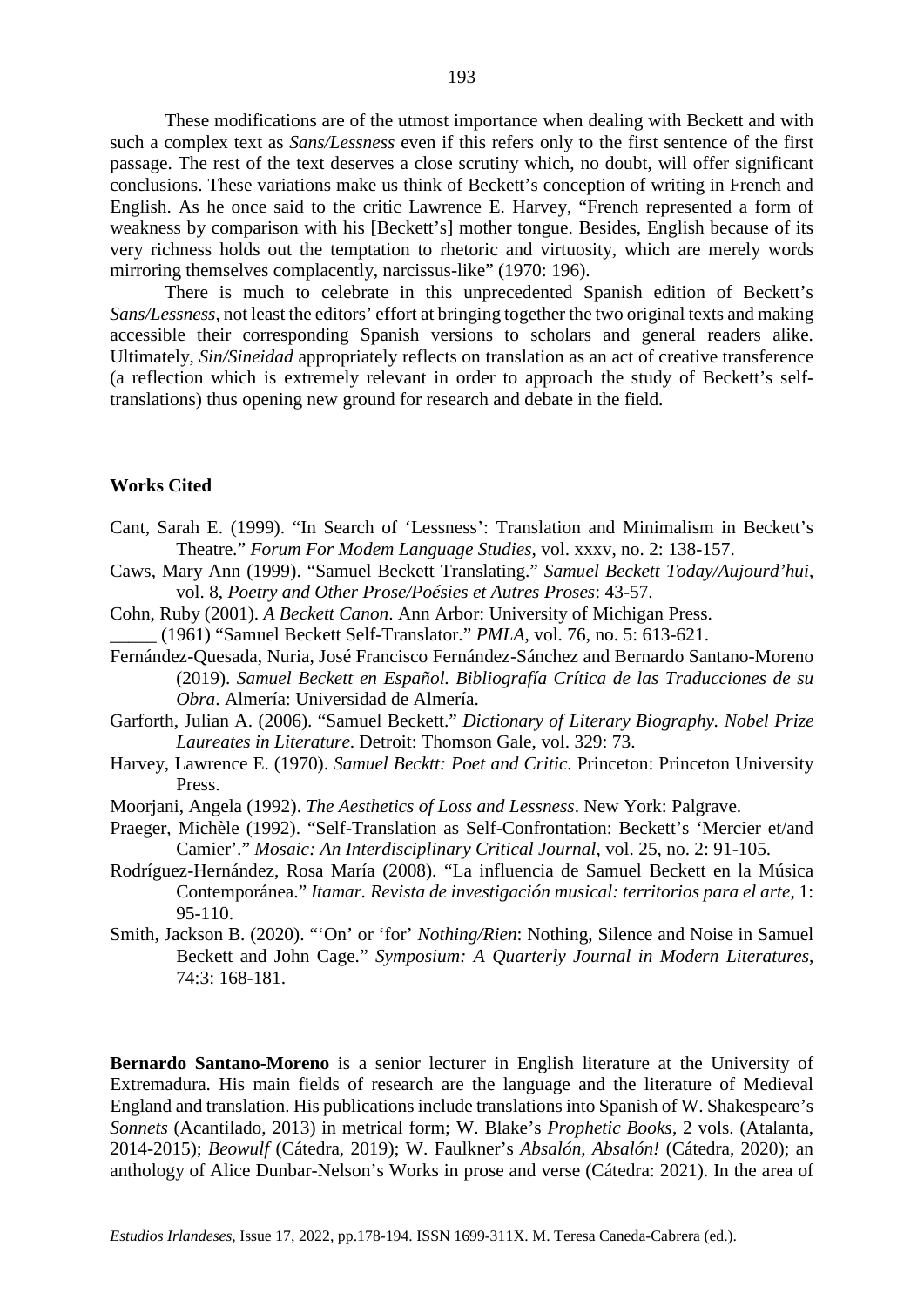These modifications are of the utmost importance when dealing with Beckett and with such a complex text as *Sans/Lessness* even if this refers only to the first sentence of the first passage. The rest of the text deserves a close scrutiny which, no doubt, will offer significant conclusions. These variations make us think of Beckett's conception of writing in French and English. As he once said to the critic Lawrence E. Harvey, "French represented a form of weakness by comparison with his [Beckett's] mother tongue. Besides, English because of its very richness holds out the temptation to rhetoric and virtuosity, which are merely words mirroring themselves complacently, narcissus-like" (1970: 196).

There is much to celebrate in this unprecedented Spanish edition of Beckett's *Sans/Lessness*, not least the editors' effort at bringing together the two original texts and making accessible their corresponding Spanish versions to scholars and general readers alike. Ultimately, *Sin/Sineidad* appropriately reflects on translation as an act of creative transference (a reflection which is extremely relevant in order to approach the study of Beckett's self-translations) thus opening new ground for research and debate in the field.

## Works Cited

Cant, Sarah E. (1999). "In Search of 'Lessness': Translation and Minimalism in Beckett's Theatre." *Forum For Modem Language Studies*, vol. xxxv, no. 2: 138-157.

Caws, Mary Ann (1999). "Samuel Beckett Translating." *Samuel Beckett Today/Aujourd'hui*, vol. 8, *Poetry and Other Prose/Poésies et Autres Proses*: 43-57.

Cohn, Ruby (2001). *A Beckett Canon*. Ann Arbor: University of Michigan Press.

_____ (1961) "Samuel Beckett Self-Translator." *PMLA*, vol. 76, no. 5: 613-621.

Fernández-Quesada, Nuria, José Francisco Fernández-Sánchez and Bernardo Santano-Moreno (2019). *Samuel Beckett en Español. Bibliografía Crítica de las Traducciones de su Obra*. Almería: Universidad de Almería.

Garforth, Julian A. (2006). "Samuel Beckett." *Dictionary of Literary Biography. Nobel Prize Laureates in Literature*. Detroit: Thomson Gale, vol. 329: 73.

Harvey, Lawrence E. (1970). *Samuel Becktt: Poet and Critic*. Princeton: Princeton University Press.

Moorjani, Angela (1992). *The Aesthetics of Loss and Lessness*. New York: Palgrave.

Praeger, Michèle (1992). "Self-Translation as Self-Confrontation: Beckett's 'Mercier et/and Camier'." *Mosaic: An Interdisciplinary Critical Journal*, vol. 25, no. 2: 91-105.

Rodríguez-Hernández, Rosa María (2008). "La influencia de Samuel Beckett en la Música Contemporánea." *Itamar. Revista de investigación musical: territorios para el arte*, 1: 95-110.

Smith, Jackson B. (2020). "'On' or 'for' *Nothing/Rien*: Nothing, Silence and Noise in Samuel Beckett and John Cage." *Symposium: A Quarterly Journal in Modern Literatures*, 74:3: 168-181.

**Bernardo Santano-Moreno** is a senior lecturer in English literature at the University of Extremadura. His main fields of research are the language and the literature of Medieval England and translation. His publications include translations into Spanish of W. Shakespeare's *Sonnets* (Acantilado, 2013) in metrical form; W. Blake's *Prophetic Books*, 2 vols. (Atalanta, 2014-2015); *Beowulf* (Cátedra, 2019); W. Faulkner's *Absalón, Absalón!* (Cátedra, 2020); an anthology of Alice Dunbar-Nelson's Works in prose and verse (Cátedra: 2021). In the area of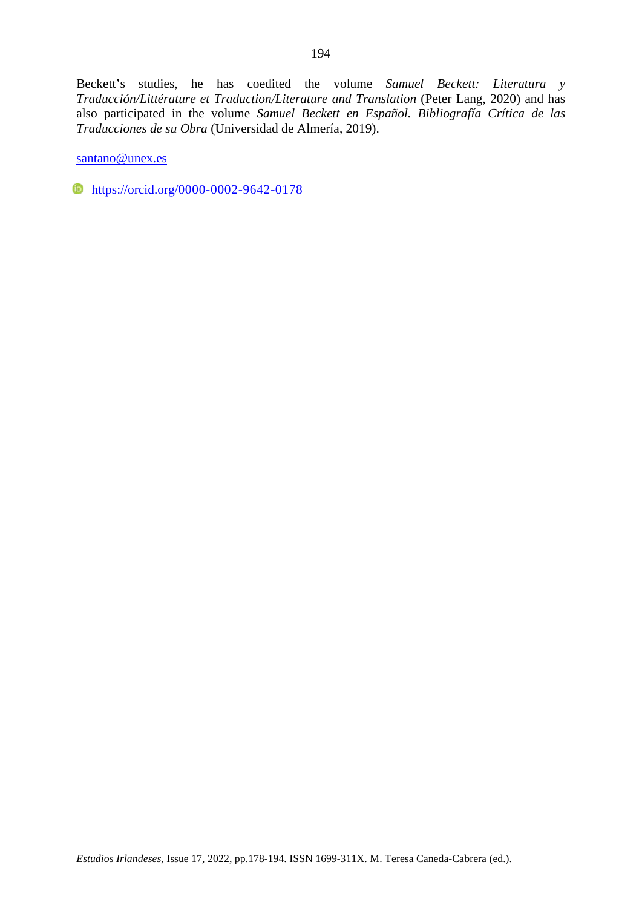Beckett's studies, he has coedited the volume *Samuel Beckett: Literatura y Traducción/Littérature et Traduction/Literature and Translation* (Peter Lang, 2020) and has also participated in the volume *Samuel Beckett en Español. Bibliografía Crítica de las Traducciones de su Obra* (Universidad de Almería, 2019).

santano@unex.es

https://orcid.org/0000-0002-9642-0178